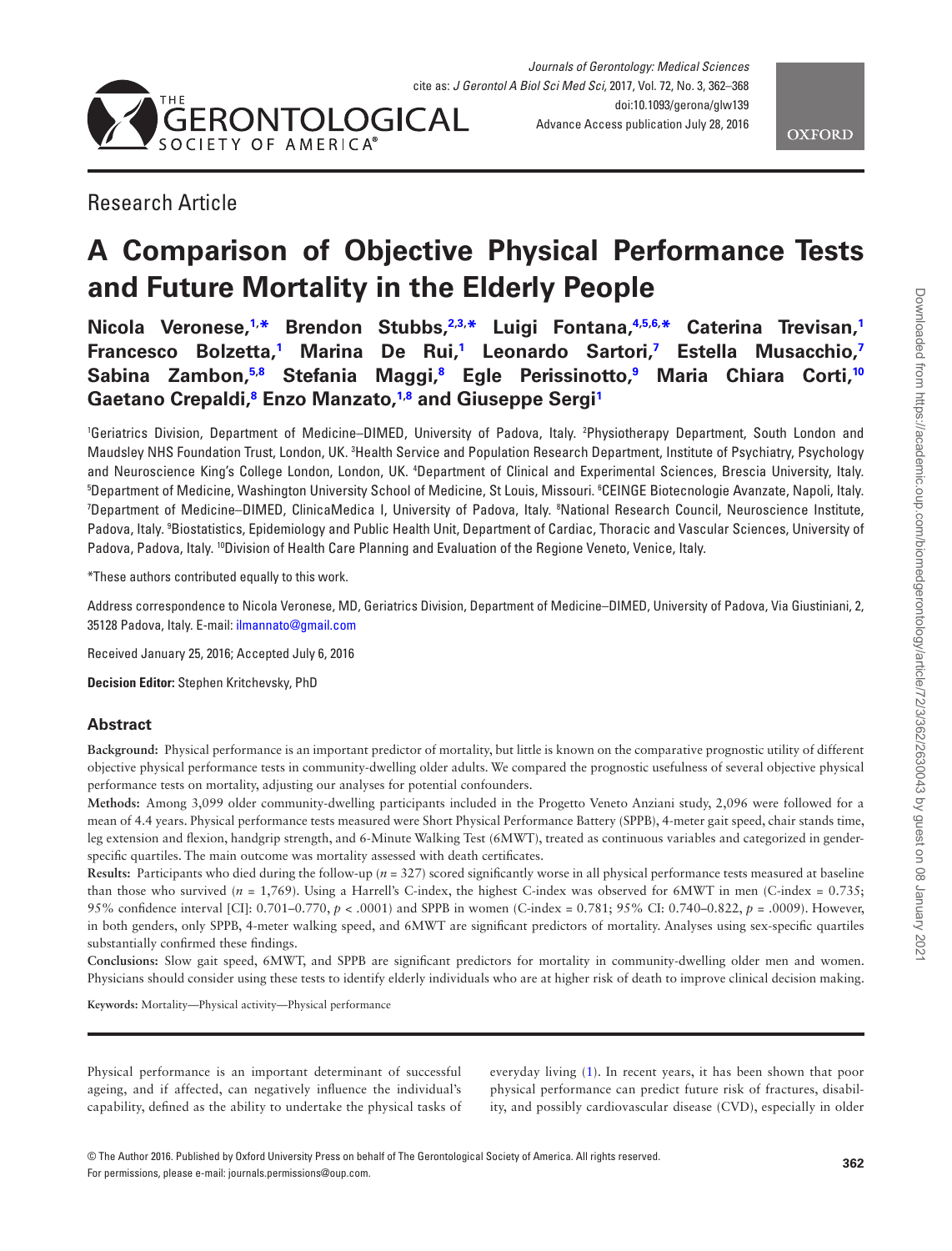Research Article

# A Comparison of Objective Physical Performance Tests and Future Mortality in the Elderly People

**Nicola Veronese,[1,*] Brendon Stubbs,[2,3,*] Luigi Fontana,[4,5,6,*] Caterina Trevisan,[1] Francesco Bolzetta,[1] Marina De Rui,[1] Leonardo Sartori,[7] Estella Musacchio,[7] Sabina Zambon,[5,8] Stefania Maggi,[8] Egle Perissinotto,[9] Maria Chiara Corti,[10] Gaetano Crepaldi,[8] Enzo Manzato,[1,8] and Giuseppe Sergi[1]**

[1]Geriatrics Division, Department of Medicine–DIMED, University of Padova, Italy. [2]Physiotherapy Department, South London and Maudsley NHS Foundation Trust, London, UK. [3]Health Service and Population Research Department, Institute of Psychiatry, Psychology and Neuroscience King's College London, London, UK. [4]Department of Clinical and Experimental Sciences, Brescia University, Italy. [5]Department of Medicine, Washington University School of Medicine, St Louis, Missouri. [6]CEINGE Biotecnologie Avanzate, Napoli, Italy. [7]Department of Medicine–DIMED, ClinicaMedica I, University of Padova, Italy. [8]National Research Council, Neuroscience Institute, Padova, Italy. [9]Biostatistics, Epidemiology and Public Health Unit, Department of Cardiac, Thoracic and Vascular Sciences, University of Padova, Padova, Italy. [10]Division of Health Care Planning and Evaluation of the Regione Veneto, Venice, Italy.

*These authors contributed equally to this work.

Address correspondence to Nicola Veronese, MD, Geriatrics Division, Department of Medicine–DIMED, University of Padova, Via Giustiniani, 2, 35128 Padova, Italy. E-mail: ilmannato@gmail.com

Received January 25, 2016; Accepted July 6, 2016

**Decision Editor:** Stephen Kritchevsky, PhD

## Abstract

**Background:** Physical performance is an important predictor of mortality, but little is known on the comparative prognostic utility of different objective physical performance tests in community-dwelling older adults. We compared the prognostic usefulness of several objective physical performance tests on mortality, adjusting our analyses for potential confounders.

**Methods:** Among 3,099 older community-dwelling participants included in the Progetto Veneto Anziani study, 2,096 were followed for a mean of 4.4 years. Physical performance tests measured were Short Physical Performance Battery (SPPB), 4-meter gait speed, chair stands time, leg extension and flexion, handgrip strength, and 6-Minute Walking Test (6MWT), treated as continuous variables and categorized in gender-specific quartiles. The main outcome was mortality assessed with death certificates.

**Results:** Participants who died during the follow-up ($n$ = 327) scored significantly worse in all physical performance tests measured at baseline than those who survived ($n$ = 1,769). Using a Harrell's C-index, the highest C-index was observed for 6MWT in men (C-index = 0.735; 95% confidence interval [CI]: 0.701–0.770, $p < .0001$) and SPPB in women (C-index = 0.781; 95% CI: 0.740–0.822, $p = .0009$). However, in both genders, only SPPB, 4-meter walking speed, and 6MWT are significant predictors of mortality. Analyses using sex-specific quartiles substantially confirmed these findings.

**Conclusions:** Slow gait speed, 6MWT, and SPPB are significant predictors for mortality in community-dwelling older men and women. Physicians should consider using these tests to identify elderly individuals who are at higher risk of death to improve clinical decision making.

**Keywords:** Mortality—Physical activity—Physical performance

Physical performance is an important determinant of successful ageing, and if affected, can negatively influence the individual's capability, defined as the ability to undertake the physical tasks of everyday living (1). In recent years, it has been shown that poor physical performance can predict future risk of fractures, disability, and possibly cardiovascular disease (CVD), especially in older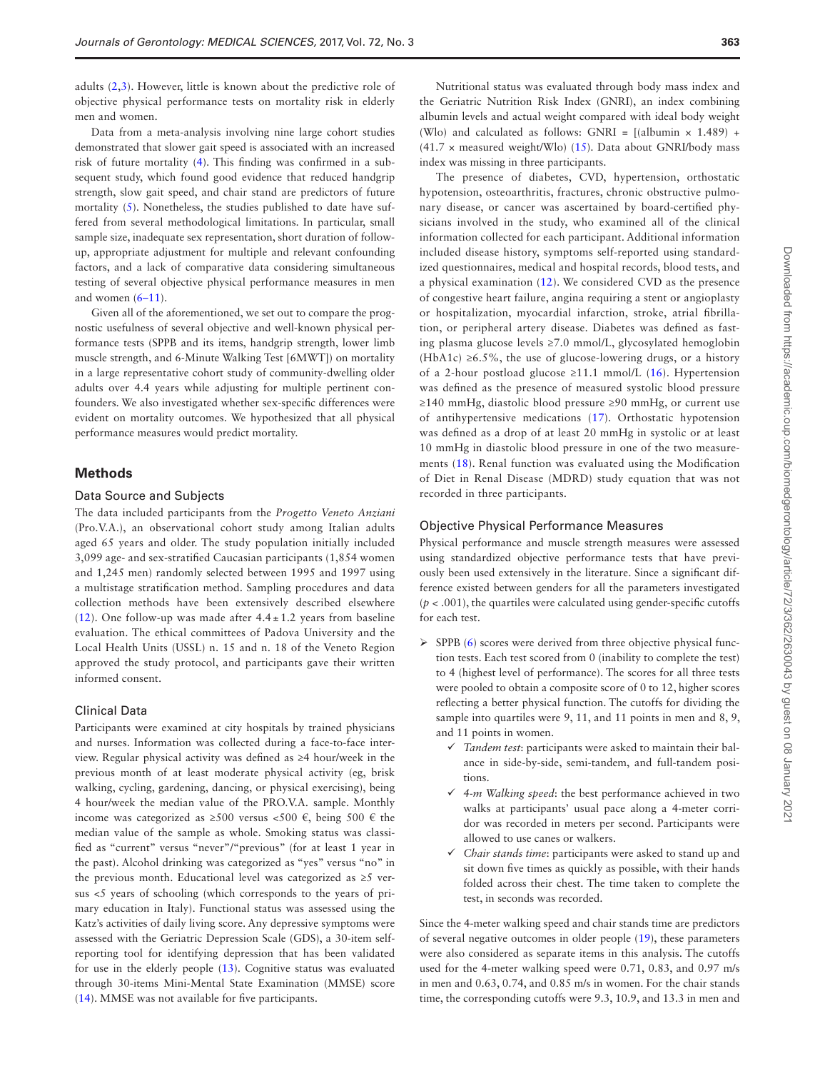adults (2,3). However, little is known about the predictive role of objective physical performance tests on mortality risk in elderly men and women.

Data from a meta-analysis involving nine large cohort studies demonstrated that slower gait speed is associated with an increased risk of future mortality (4). This finding was confirmed in a subsequent study, which found good evidence that reduced handgrip strength, slow gait speed, and chair stand are predictors of future mortality (5). Nonetheless, the studies published to date have suffered from several methodological limitations. In particular, small sample size, inadequate sex representation, short duration of follow-up, appropriate adjustment for multiple and relevant confounding factors, and a lack of comparative data considering simultaneous testing of several objective physical performance measures in men and women (6–11).

Given all of the aforementioned, we set out to compare the prognostic usefulness of several objective and well-known physical performance tests (SPPB and its items, handgrip strength, lower limb muscle strength, and 6-Minute Walking Test [6MWT]) on mortality in a large representative cohort study of community-dwelling older adults over 4.4 years while adjusting for multiple pertinent confounders. We also investigated whether sex-specific differences were evident on mortality outcomes. We hypothesized that all physical performance measures would predict mortality.

## Methods

### Data Source and Subjects

The data included participants from the *Progetto Veneto Anziani* (Pro.V.A.), an observational cohort study among Italian adults aged 65 years and older. The study population initially included 3,099 age- and sex-stratified Caucasian participants (1,854 women and 1,245 men) randomly selected between 1995 and 1997 using a multistage stratification method. Sampling procedures and data collection methods have been extensively described elsewhere (12). One follow-up was made after $4.4 \pm 1.2$ years from baseline evaluation. The ethical committees of Padova University and the Local Health Units (USSL) n. 15 and n. 18 of the Veneto Region approved the study protocol, and participants gave their written informed consent.

### Clinical Data

Participants were examined at city hospitals by trained physicians and nurses. Information was collected during a face-to-face interview. Regular physical activity was defined as ≥4 hour/week in the previous month of at least moderate physical activity (eg, brisk walking, cycling, gardening, dancing, or physical exercising), being 4 hour/week the median value of the PRO.V.A. sample. Monthly income was categorized as ≥500 versus <500 €, being 500 € the median value of the sample as whole. Smoking status was classified as "current" versus "never"/"previous" (for at least 1 year in the past). Alcohol drinking was categorized as "yes" versus "no" in the previous month. Educational level was categorized as ≥5 versus <5 years of schooling (which corresponds to the years of primary education in Italy). Functional status was assessed using the Katz's activities of daily living score. Any depressive symptoms were assessed with the Geriatric Depression Scale (GDS), a 30-item self-reporting tool for identifying depression that has been validated for use in the elderly people (13). Cognitive status was evaluated through 30-items Mini-Mental State Examination (MMSE) score (14). MMSE was not available for five participants.

Nutritional status was evaluated through body mass index and the Geriatric Nutrition Risk Index (GNRI), an index combining albumin levels and actual weight compared with ideal body weight (Wlo) and calculated as follows: GNRI = [(albumin × 1.489) + (41.7 × measured weight/Wlo) (15). Data about GNRI/body mass index was missing in three participants.

The presence of diabetes, CVD, hypertension, orthostatic hypotension, osteoarthritis, fractures, chronic obstructive pulmonary disease, or cancer was ascertained by board-certified physicians involved in the study, who examined all of the clinical information collected for each participant. Additional information included disease history, symptoms self-reported using standardized questionnaires, medical and hospital records, blood tests, and a physical examination (12). We considered CVD as the presence of congestive heart failure, angina requiring a stent or angioplasty or hospitalization, myocardial infarction, stroke, atrial fibrillation, or peripheral artery disease. Diabetes was defined as fasting plasma glucose levels ≥7.0 mmol/L, glycosylated hemoglobin (HbA1c) ≥6.5%, the use of glucose-lowering drugs, or a history of a 2-hour postload glucose ≥11.1 mmol/L (16). Hypertension was defined as the presence of measured systolic blood pressure ≥140 mmHg, diastolic blood pressure ≥90 mmHg, or current use of antihypertensive medications (17). Orthostatic hypotension was defined as a drop of at least 20 mmHg in systolic or at least 10 mmHg in diastolic blood pressure in one of the two measurements (18). Renal function was evaluated using the Modification of Diet in Renal Disease (MDRD) study equation that was not recorded in three participants.

### Objective Physical Performance Measures

Physical performance and muscle strength measures were assessed using standardized objective performance tests that have previously been used extensively in the literature. Since a significant difference existed between genders for all the parameters investigated ($p < .001$), the quartiles were calculated using gender-specific cutoffs for each test.

- SPPB (6) scores were derived from three objective physical function tests. Each test scored from 0 (inability to complete the test) to 4 (highest level of performance). The scores for all three tests were pooled to obtain a composite score of 0 to 12, higher scores reflecting a better physical function. The cutoffs for dividing the sample into quartiles were 9, 11, and 11 points in men and 8, 9, and 11 points in women.
  - *Tandem test*: participants were asked to maintain their balance in side-by-side, semi-tandem, and full-tandem positions.
  - *4-m Walking speed*: the best performance achieved in two walks at participants' usual pace along a 4-meter corridor was recorded in meters per second. Participants were allowed to use canes or walkers.
  - *Chair stands time*: participants were asked to stand up and sit down five times as quickly as possible, with their hands folded across their chest. The time taken to complete the test, in seconds was recorded.

Since the 4-meter walking speed and chair stands time are predictors of several negative outcomes in older people (19), these parameters were also considered as separate items in this analysis. The cutoffs used for the 4-meter walking speed were 0.71, 0.83, and 0.97 m/s in men and 0.63, 0.74, and 0.85 m/s in women. For the chair stands time, the corresponding cutoffs were 9.3, 10.9, and 13.3 in men and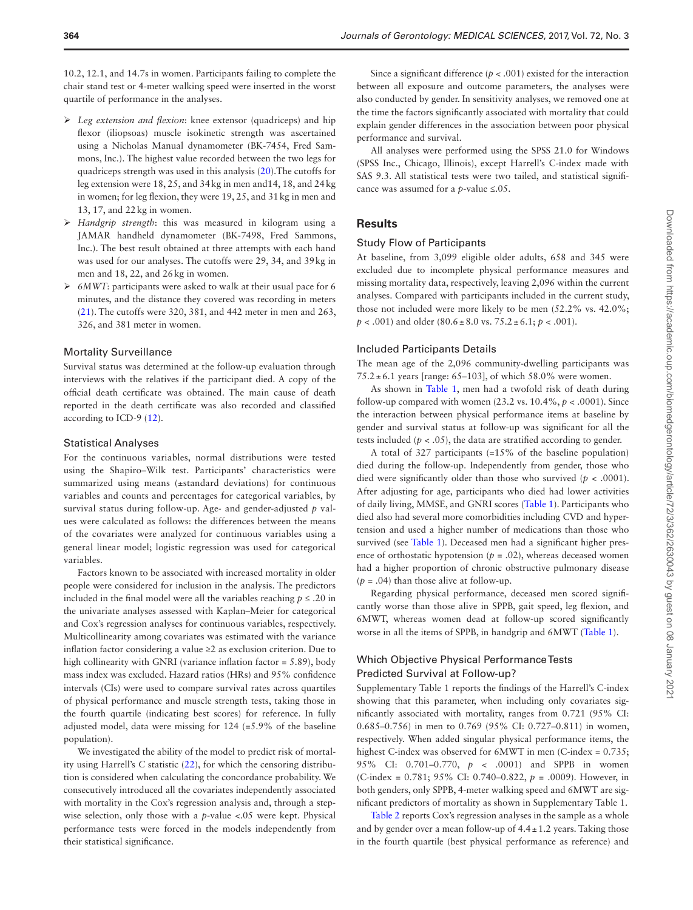10.2, 12.1, and 14.7s in women. Participants failing to complete the chair stand test or 4-meter walking speed were inserted in the worst quartile of performance in the analyses.

- *Leg extension and flexion*: knee extensor (quadriceps) and hip flexor (iliopsoas) muscle isokinetic strength was ascertained using a Nicholas Manual dynamometer (BK-7454, Fred Sammons, Inc.). The highest value recorded between the two legs for quadriceps strength was used in this analysis (20).The cutoffs for leg extension were 18, 25, and 34 kg in men and14, 18, and 24 kg in women; for leg flexion, they were 19, 25, and 31 kg in men and 13, 17, and 22 kg in women.
- *Handgrip strength*: this was measured in kilogram using a JAMAR handheld dynamometer (BK-7498, Fred Sammons, Inc.). The best result obtained at three attempts with each hand was used for our analyses. The cutoffs were 29, 34, and 39 kg in men and 18, 22, and 26 kg in women.
- *6MWT*: participants were asked to walk at their usual pace for 6 minutes, and the distance they covered was recording in meters (21). The cutoffs were 320, 381, and 442 meter in men and 263, 326, and 381 meter in women.

### Mortality Surveillance

Survival status was determined at the follow-up evaluation through interviews with the relatives if the participant died. A copy of the official death certificate was obtained. The main cause of death reported in the death certificate was also recorded and classified according to ICD-9 (12).

### Statistical Analyses

For the continuous variables, normal distributions were tested using the Shapiro–Wilk test. Participants' characteristics were summarized using means (±standard deviations) for continuous variables and counts and percentages for categorical variables, by survival status during follow-up. Age- and gender-adjusted *p* values were calculated as follows: the differences between the means of the covariates were analyzed for continuous variables using a general linear model; logistic regression was used for categorical variables.

Factors known to be associated with increased mortality in older people were considered for inclusion in the analysis. The predictors included in the final model were all the variables reaching $p \leq .20$ in the univariate analyses assessed with Kaplan–Meier for categorical and Cox's regression analyses for continuous variables, respectively. Multicollinearity among covariates was estimated with the variance inflation factor considering a value ≥2 as exclusion criterion. Due to high collinearity with GNRI (variance inflation factor = 5.89), body mass index was excluded. Hazard ratios (HRs) and 95% confidence intervals (CIs) were used to compare survival rates across quartiles of physical performance and muscle strength tests, taking those in the fourth quartile (indicating best scores) for reference. In fully adjusted model, data were missing for 124 (=5.9% of the baseline population).

We investigated the ability of the model to predict risk of mortality using Harrell's C statistic (22), for which the censoring distribution is considered when calculating the concordance probability. We consecutively introduced all the covariates independently associated with mortality in the Cox's regression analysis and, through a stepwise selection, only those with a *p*-value <.05 were kept. Physical performance tests were forced in the models independently from their statistical significance.

Since a significant difference ($p < .001$) existed for the interaction between all exposure and outcome parameters, the analyses were also conducted by gender. In sensitivity analyses, we removed one at the time the factors significantly associated with mortality that could explain gender differences in the association between poor physical performance and survival.

All analyses were performed using the SPSS 21.0 for Windows (SPSS Inc., Chicago, Illinois), except Harrell's C-index made with SAS 9.3. All statistical tests were two tailed, and statistical significance was assumed for a *p*-value ≤.05.

## Results

### Study Flow of Participants

At baseline, from 3,099 eligible older adults, 658 and 345 were excluded due to incomplete physical performance measures and missing mortality data, respectively, leaving 2,096 within the current analyses. Compared with participants included in the current study, those not included were more likely to be men (52.2% vs. 42.0%; $p < .001$) and older (80.6 ± 8.0 vs. 75.2 ± 6.1; $p < .001$).

### Included Participants Details

The mean age of the 2,096 community-dwelling participants was 75.2 ± 6.1 years [range: 65–103], of which 58.0% were women.

As shown in Table 1, men had a twofold risk of death during follow-up compared with women (23.2 vs. 10.4%, $p < .0001$). Since the interaction between physical performance items at baseline by gender and survival status at follow-up was significant for all the tests included ($p < .05$), the data are stratified according to gender.

A total of 327 participants (=15% of the baseline population) died during the follow-up. Independently from gender, those who died were significantly older than those who survived ($p < .0001$). After adjusting for age, participants who died had lower activities of daily living, MMSE, and GNRI scores (Table 1). Participants who died also had several more comorbidities including CVD and hypertension and used a higher number of medications than those who survived (see Table 1). Deceased men had a significant higher presence of orthostatic hypotension ($p = .02$), whereas deceased women had a higher proportion of chronic obstructive pulmonary disease ($p = .04$) than those alive at follow-up.

Regarding physical performance, deceased men scored significantly worse than those alive in SPPB, gait speed, leg flexion, and 6MWT, whereas women dead at follow-up scored significantly worse in all the items of SPPB, in handgrip and 6MWT (Table 1).

### Which Objective Physical Performance Tests Predicted Survival at Follow-up?

Supplementary Table 1 reports the findings of the Harrell's C-index showing that this parameter, when including only covariates significantly associated with mortality, ranges from 0.721 (95% CI: 0.685–0.756) in men to 0.769 (95% CI: 0.727–0.811) in women, respectively. When added singular physical performance items, the highest C-index was observed for 6MWT in men (C-index = 0.735; 95% CI: 0.701–0.770, $p < .0001$) and SPPB in women (C-index = 0.781; 95% CI: 0.740–0.822, $p = .0009$). However, in both genders, only SPPB, 4-meter walking speed and 6MWT are significant predictors of mortality as shown in Supplementary Table 1.

Table 2 reports Cox's regression analyses in the sample as a whole and by gender over a mean follow-up of 4.4 ± 1.2 years. Taking those in the fourth quartile (best physical performance as reference) and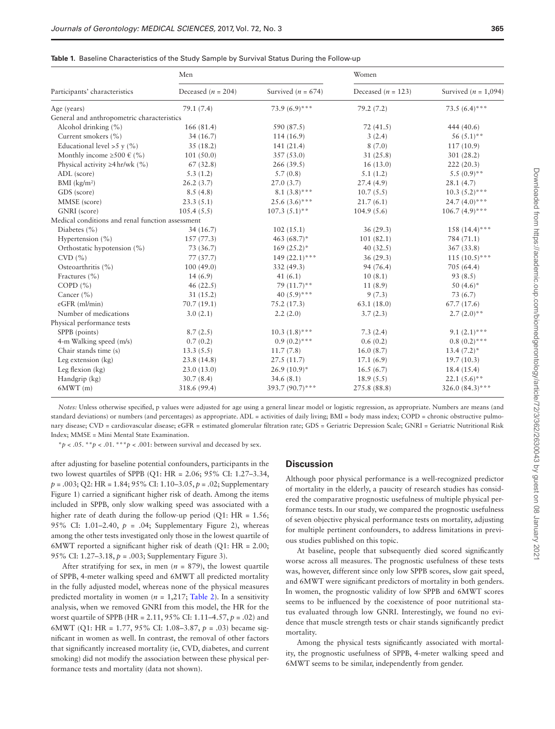**Table 1.** Baseline Characteristics of the Study Sample by Survival Status During the Follow-up

| Participants' characteristics | Men | | Women | |
|---|---|---|---|---|
| | Deceased ($n$ = 204) | Survived ($n$ = 674) | Deceased ($n$ = 123) | Survived ($n$ = 1,094) |
| Age (years) | 79.1 (7.4) | 73.9 (6.9)*** | 79.2 (7.2) | 73.5 (6.4)*** |
| General and anthropometric characteristics | | | | |
| Alcohol drinking (%) | 166 (81.4) | 590 (87.5) | 72 (41.5) | 444 (40.6) |
| Current smokers (%) | 34 (16.7) | 114 (16.9) | 3 (2.4) | 56 (5.1)** |
| Educational level >5 y (%) | 35 (18.2) | 141 (21.4) | 8 (7.0) | 117 (10.9) |
| Monthly income ≥500 € (%) | 101 (50.0) | 357 (53.0) | 31 (25.8) | 301 (28.2) |
| Physical activity ≥4 hr/wk (%) | 67 (32.8) | 266 (39.5) | 16 (13.0) | 222 (20.3) |
| ADL (score) | 5.3 (1.2) | 5.7 (0.8) | 5.1 (1.2) | 5.5 (0.9)** |
| BMI (kg/m$^2$) | 26.2 (3.7) | 27.0 (3.7) | 27.4 (4.9) | 28.1 (4.7) |
| GDS (score) | 8.5 (4.8) | 8.1 (3.8)*** | 10.7 (5.5) | 10.3 (5.2)*** |
| MMSE (score) | 23.3 (5.1) | 25.6 (3.6)*** | 21.7 (6.1) | 24.7 (4.0)*** |
| GNRI (score) | 105.4 (5.5) | 107.3 (5.1)** | 104.9 (5.6) | 106.7 (4.9)*** |
| Medical conditions and renal function assessment | | | | |
| Diabetes (%) | 34 (16.7) | 102 (15.1) | 36 (29.3) | 158 (14.4)*** |
| Hypertension (%) | 157 (77.3) | 463 (68.7)* | 101 (82.1) | 784 (71.1) |
| Orthostatic hypotension (%) | 73 (36.7) | 169 (25.2)* | 40 (32.5) | 367 (33.8) |
| CVD (%) | 77 (37.7) | 149 (22.1)*** | 36 (29.3) | 115 (10.5)*** |
| Osteoarthritis (%) | 100 (49.0) | 332 (49.3) | 94 (76.4) | 705 (64.4) |
| Fractures (%) | 14 (6.9) | 41 (6.1) | 10 (8.1) | 93 (8.5) |
| COPD (%) | 46 (22.5) | 79 (11.7)** | 11 (8.9) | 50 (4.6)* |
| Cancer (%) | 31 (15.2) | 40 (5.9)*** | 9 (7.3) | 73 (6.7) |
| eGFR (ml/min) | 70.7 (19.1) | 75.2 (17.3) | 63.1 (18.0) | 67.7 (17.6) |
| Number of medications | 3.0 (2.1) | 2.2 (2.0) | 3.7 (2.3) | 2.7 (2.0)** |
| Physical performance tests | | | | |
| SPPB (points) | 8.7 (2.5) | 10.3 (1.8)*** | 7.3 (2.4) | 9.1 (2.1)*** |
| 4-m Walking speed (m/s) | 0.7 (0.2) | 0.9 (0.2)*** | 0.6 (0.2) | 0.8 (0.2)*** |
| Chair stands time (s) | 13.3 (5.5) | 11.7 (7.8) | 16.0 (8.7) | 13.4 (7.2)* |
| Leg extension (kg) | 23.8 (14.8) | 27.5 (11.7) | 17.1 (6.9) | 19.7 (10.3) |
| Leg flexion (kg) | 23.0 (13.0) | 26.9 (10.9)* | 16.5 (6.7) | 18.4 (15.4) |
| Handgrip (kg) | 30.7 (8.4) | 34.6 (8.1) | 18.9 (5.5) | 22.1 (5.6)** |
| 6MWT (m) | 318.6 (99.4) | 393.7 (90.7)*** | 275.8 (88.8) | 326.0 (84.3)*** |

*Notes:* Unless otherwise specified, p values were adjusted for age using a general linear model or logistic regression, as appropriate. Numbers are means (and standard deviations) or numbers (and percentages) as appropriate. ADL = activities of daily living; BMI = body mass index; COPD = chronic obstructive pulmonary disease; CVD = cardiovascular disease; eGFR = estimated glomerular filtration rate; GDS = Geriatric Depression Scale; GNRI = Geriatric Nutritional Risk Index; MMSE = Mini Mental State Examination.

*$p$ < .05. **$p$ < .01. ***$p$ < .001: between survival and deceased by sex.

after adjusting for baseline potential confounders, participants in the two lowest quartiles of SPPB (Q1: HR = 2.06; 95% CI: 1.27–3.34, $p$ = .003; Q2: HR = 1.84; 95% CI: 1.10–3.05, $p$ = .02; Supplementary Figure 1) carried a significant higher risk of death. Among the items included in SPPB, only slow walking speed was associated with a higher rate of death during the follow-up period (Q1: HR = 1.56; 95% CI: 1.01–2.40, $p$ = .04; Supplementary Figure 2), whereas among the other tests investigated only those in the lowest quartile of 6MWT reported a significant higher risk of death (Q1: HR = 2.00; 95% CI: 1.27–3.18, $p$ = .003; Supplementary Figure 3).

After stratifying for sex, in men ($n$ = 879), the lowest quartile of SPPB, 4-meter walking speed and 6MWT all predicted mortality in the fully adjusted model, whereas none of the physical measures predicted mortality in women ($n$ = 1,217; Table 2). In a sensitivity analysis, when we removed GNRI from this model, the HR for the worst quartile of SPPB (HR = 2.11, 95% CI: 1.11–4.57, $p$ = .02) and 6MWT (Q1: HR = 1.77, 95% CI: 1.08–3.87, $p$ = .03) became significant in women as well. In contrast, the removal of other factors that significantly increased mortality (ie, CVD, diabetes, and current smoking) did not modify the association between these physical performance tests and mortality (data not shown).

## Discussion

Although poor physical performance is a well-recognized predictor of mortality in the elderly, a paucity of research studies has considered the comparative prognostic usefulness of multiple physical performance tests. In our study, we compared the prognostic usefulness of seven objective physical performance tests on mortality, adjusting for multiple pertinent confounders, to address limitations in previous studies published on this topic.

At baseline, people that subsequently died scored significantly worse across all measures. The prognostic usefulness of these tests was, however, different since only low SPPB scores, slow gait speed, and 6MWT were significant predictors of mortality in both genders. In women, the prognostic validity of low SPPB and 6MWT scores seems to be influenced by the coexistence of poor nutritional status evaluated through low GNRI. Interestingly, we found no evidence that muscle strength tests or chair stands significantly predict mortality.

Among the physical tests significantly associated with mortality, the prognostic usefulness of SPPB, 4-meter walking speed and 6MWT seems to be similar, independently from gender.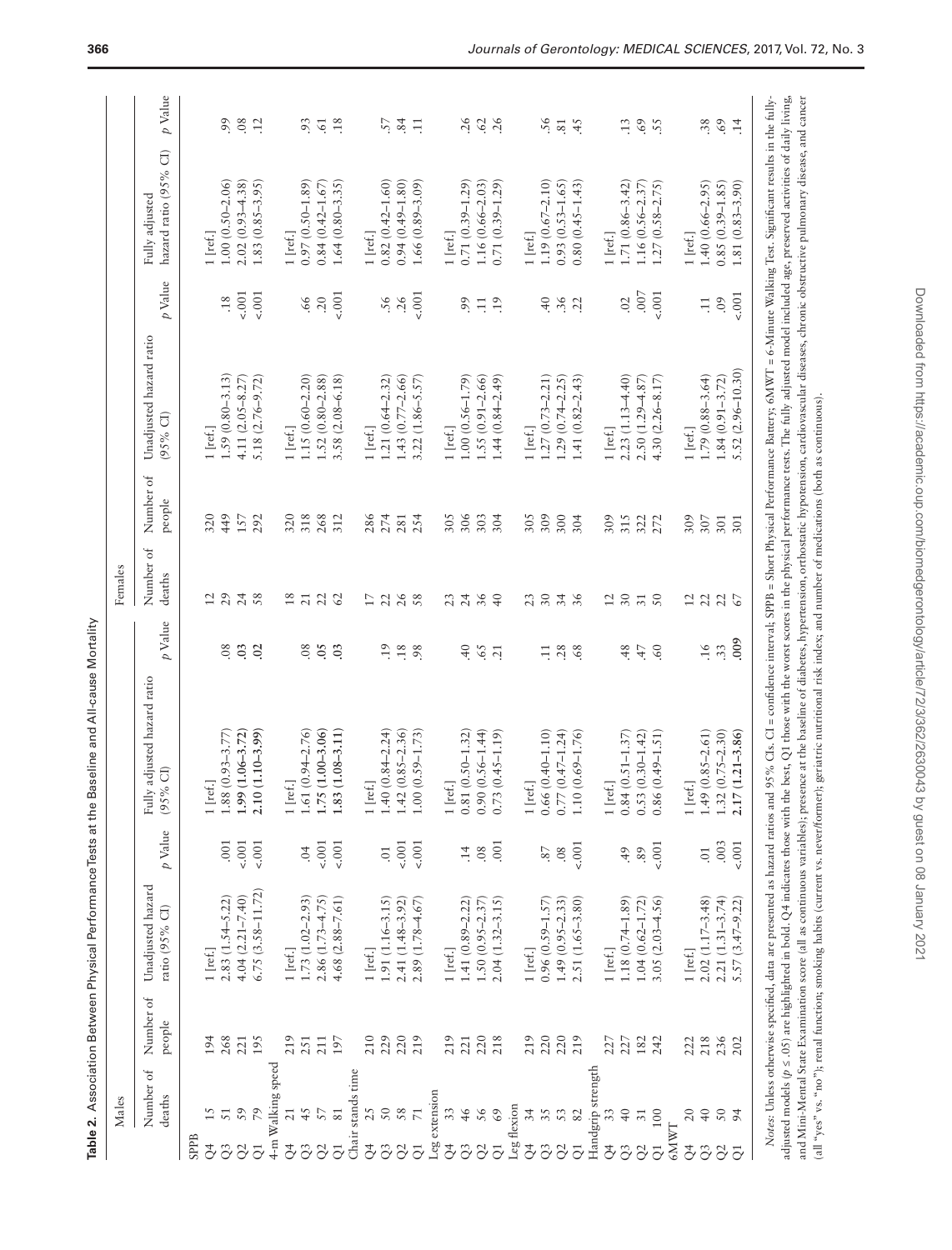**Table 2.** Association Between Physical Performance Tests at the Baseline and All-cause Mortality

| | Males | | | | | | | Females | | | | | | |
|---|---|---|---|---|---|---|---|---|---|---|---|---|---|---|
| | Number of deaths | Number of people | Unadjusted hazard ratio (95% CI) | *p* Value | Fully adjusted hazard ratio (95% CI) | *p* Value | | Number of deaths | Number of people | Unadjusted hazard ratio (95% CI) | *p* Value | Fully adjusted hazard ratio (95% CI) | *p* Value |
| SPPB | | | | | | | | | | | | | |
| Q4 | 15 | 194 | 1 [ref.] | | 1 [ref.] | | | 12 | 320 | 1 [ref.] | | 1 [ref.] | |
| Q3 | 51 | 268 | 2.83 (1.54–5.22) | .001 | 1.88 (0.93–3.77) | .08 | | 29 | 449 | 1.59 (0.80–3.13) | .18 | 1.00 (0.50–2.06) | .99 |
| Q2 | 59 | 221 | 4.04 (2.21–7.40) | <.001 | **1.99 (1.06–3.72)** | **.03** | | 24 | 157 | 4.11 (2.05–8.27) | <.001 | 2.02 (0.93–4.38) | .08 |
| Q1 | 79 | 195 | 6.75 (3.58–11.72) | <.001 | **2.10 (1.10–3.99)** | **.02** | | 58 | 292 | 5.18 (2.76–9.72) | <.001 | 1.83 (0.85–3.95) | .12 |
| 4-m Walking speed | | | | | | | | | | | | | |
| Q4 | 21 | 219 | 1 [ref.] | | 1 [ref.] | | | 18 | 320 | 1 [ref.] | | 1 [ref.] | |
| Q3 | 45 | 251 | 1.73 (1.02–2.93) | .04 | 1.61 (0.94–2.76) | .08 | | 21 | 318 | 1.15 (0.60–2.20) | .66 | 0.97 (0.50–1.89) | .93 |
| Q2 | 57 | 211 | 2.86 (1.73–4.75) | <.001 | **1.75 (1.00–3.06)** | **.05** | | 22 | 268 | 1.52 (0.80–2.88) | .20 | 0.84 (0.42–1.67) | .61 |
| Q1 | 81 | 197 | 4.68 (2.88–7.61) | <.001 | **1.83 (1.08–3.11)** | **.03** | | 62 | 312 | 3.58 (2.08–6.18) | <.001 | 1.64 (0.80–3.35) | .18 |
| Chair stands time | | | | | | | | | | | | | |
| Q4 | 25 | 210 | 1 [ref.] | | 1 [ref.] | | | 17 | 286 | 1 [ref.] | | 1 [ref.] | |
| Q3 | 50 | 229 | 1.91 (1.16–3.15) | .01 | 1.40 (0.84–2.24) | .19 | | 22 | 274 | 1.21 (0.64–2.32) | .56 | 0.82 (0.42–1.60) | .57 |
| Q2 | 58 | 220 | 2.41 (1.48–3.92) | <.001 | 1.42 (0.85–2.36) | .18 | | 26 | 281 | 1.43 (0.77–2.66) | .26 | 0.94 (0.49–1.80) | .84 |
| Q1 | 71 | 219 | 2.89 (1.78–4.67) | <.001 | 1.00 (0.59–1.73) | .98 | | 58 | 254 | 3.22 (1.86–5.57) | <.001 | 1.66 (0.89–3.09) | .11 |
| Leg extension | | | | | | | | | | | | | |
| Q4 | 33 | 219 | 1 [ref.] | | 1 [ref.] | | | 23 | 305 | 1 [ref.] | | 1 [ref.] | |
| Q3 | 46 | 221 | 1.41 (0.89–2.22) | .14 | 0.81 (0.50–1.32) | .40 | | 24 | 306 | 1.00 (0.56–1.79) | .99 | 0.71 (0.39–1.29) | .26 |
| Q2 | 56 | 220 | 1.50 (0.95–2.37) | .08 | 0.90 (0.56–1.44) | .65 | | 36 | 303 | 1.55 (0.91–2.66) | .11 | 1.16 (0.66–2.03) | .62 |
| Q1 | 69 | 218 | 2.04 (1.32–3.15) | .001 | 0.73 (0.45–1.19) | .21 | | 40 | 304 | 1.44 (0.84–2.49) | .19 | 0.71 (0.39–1.29) | .26 |
| Leg flexion | | | | | | | | | | | | | |
| Q4 | 34 | 219 | 1 [ref.] | | 1 [ref.] | | | 23 | 305 | 1 [ref.] | | 1 [ref.] | |
| Q3 | 35 | 220 | 0.96 (0.59–1.57) | .87 | 0.66 (0.40–1.10) | .11 | | 30 | 309 | 1.27 (0.73–2.21) | .40 | 1.19 (0.67–2.10) | .56 |
| Q2 | 53 | 220 | 1.49 (0.95–2.33) | .08 | 0.77 (0.47–1.24) | .28 | | 34 | 300 | 1.29 (0.74–2.25) | .36 | 0.93 (0.53–1.65) | .81 |
| Q1 | 82 | 219 | 2.51 (1.65–3.80) | <.001 | 1.10 (0.69–1.76) | .68 | | 36 | 304 | 1.41 (0.82–2.43) | .22 | 0.80 (0.45–1.43) | .45 |
| Handgrip strength | | | | | | | | | | | | | |
| Q4 | 33 | 227 | 1 [ref.] | | 1 [ref.] | | | 12 | 309 | 1 [ref.] | | 1 [ref.] | |
| Q3 | 40 | 227 | 1.18 (0.74–1.89) | .49 | 0.84 (0.51–1.37) | .48 | | 30 | 315 | 2.23 (1.13–4.40) | .02 | 1.71 (0.86–3.42) | .13 |
| Q2 | 31 | 182 | 1.04 (0.62–1.72) | .89 | 0.53 (0.30–1.42) | .47 | | 31 | 322 | 2.50 (1.29–4.87) | .007 | 1.16 (0.56–2.37) | .69 |
| Q1 | 100 | 242 | 3.05 (2.03–4.56) | <.001 | 0.86 (0.49–1.51) | .60 | | 50 | 272 | 4.30 (2.26–8.17) | <.001 | 1.27 (0.58–2.75) | .55 |
| 6MWT | | | | | | | | | | | | | |
| Q4 | 20 | 222 | 1 [ref.] | | 1 [ref.] | | | 12 | 309 | 1 [ref.] | | 1 [ref.] | |
| Q3 | 40 | 218 | 2.02 (1.17–3.48) | .01 | 1.49 (0.85–2.61) | .16 | | 22 | 307 | 1.79 (0.88–3.64) | .11 | 1.40 (0.66–2.95) | .38 |
| Q2 | 50 | 236 | 2.21 (1.31–3.74) | .003 | 1.32 (0.75–2.30) | .33 | | 22 | 301 | 1.84 (0.91–3.72) | .09 | 0.85 (0.39–1.85) | .69 |
| Q1 | 94 | 202 | 5.57 (3.47–9.22) | <.001 | **2.17 (1.21–3.86)** | **.009** | | 67 | 301 | 5.52 (2.96–10.30) | <.001 | 1.81 (0.83–3.90) | .14 |

*Notes*: Unless otherwise specified, data are presented as hazard ratios and 95% CIs. CI = confidence interval; SPPB = Short Physical Performance Battery; 6MWT = 6-Minute Walking Test. Significant results in the fully-adjusted models ($p \le .05$) are highlighted in bold. Q4 indicates those with the best, Q1 those with the worst scores in the physical performance tests. The fully adjusted model included age, preserved activities of daily living, and Mini-Mental State Examination score (all as continuous variables); presence at the baseline of diabetes, hypertension, orthostatic hypotension, cardiovascular diseases, chronic obstructive pulmonary disease, and cancer (all "yes" vs. "no"); renal function; smoking habits (current vs. never/former); geriatric nutritional risk index; and number of medications (both as continuous).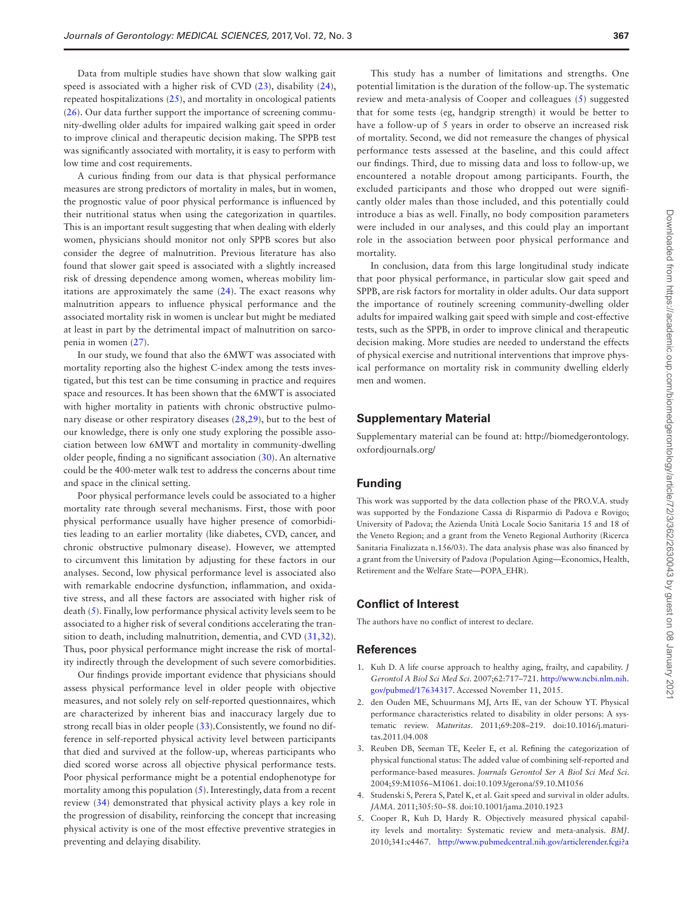Data from multiple studies have shown that slow walking gait speed is associated with a higher risk of CVD (23), disability (24), repeated hospitalizations (25), and mortality in oncological patients (26). Our data further support the importance of screening community-dwelling older adults for impaired walking gait speed in order to improve clinical and therapeutic decision making. The SPPB test was significantly associated with mortality, it is easy to perform with low time and cost requirements.

A curious finding from our data is that physical performance measures are strong predictors of mortality in males, but in women, the prognostic value of poor physical performance is influenced by their nutritional status when using the categorization in quartiles. This is an important result suggesting that when dealing with elderly women, physicians should monitor not only SPPB scores but also consider the degree of malnutrition. Previous literature has also found that slower gait speed is associated with a slightly increased risk of dressing dependence among women, whereas mobility limitations are approximately the same (24). The exact reasons why malnutrition appears to influence physical performance and the associated mortality risk in women is unclear but might be mediated at least in part by the detrimental impact of malnutrition on sarcopenia in women (27).

In our study, we found that also the 6MWT was associated with mortality reporting also the highest C-index among the tests investigated, but this test can be time consuming in practice and requires space and resources. It has been shown that the 6MWT is associated with higher mortality in patients with chronic obstructive pulmonary disease or other respiratory diseases (28,29), but to the best of our knowledge, there is only one study exploring the possible association between low 6MWT and mortality in community-dwelling older people, finding a no significant association (30). An alternative could be the 400-meter walk test to address the concerns about time and space in the clinical setting.

Poor physical performance levels could be associated to a higher mortality rate through several mechanisms. First, those with poor physical performance usually have higher presence of comorbidities leading to an earlier mortality (like diabetes, CVD, cancer, and chronic obstructive pulmonary disease). However, we attempted to circumvent this limitation by adjusting for these factors in our analyses. Second, low physical performance level is associated also with remarkable endocrine dysfunction, inflammation, and oxidative stress, and all these factors are associated with higher risk of death (5). Finally, low performance physical activity levels seem to be associated to a higher risk of several conditions accelerating the transition to death, including malnutrition, dementia, and CVD (31,32). Thus, poor physical performance might increase the risk of mortality indirectly through the development of such severe comorbidities.

Our findings provide important evidence that physicians should assess physical performance level in older people with objective measures, and not solely rely on self-reported questionnaires, which are characterized by inherent bias and inaccuracy largely due to strong recall bias in older people (33).Consistently, we found no difference in self-reported physical activity level between participants that died and survived at the follow-up, whereas participants who died scored worse across all objective physical performance tests. Poor physical performance might be a potential endophenotype for mortality among this population (5). Interestingly, data from a recent review (34) demonstrated that physical activity plays a key role in the progression of disability, reinforcing the concept that increasing physical activity is one of the most effective preventive strategies in preventing and delaying disability.

This study has a number of limitations and strengths. One potential limitation is the duration of the follow-up. The systematic review and meta-analysis of Cooper and colleagues (5) suggested that for some tests (eg, handgrip strength) it would be better to have a follow-up of 5 years in order to observe an increased risk of mortality. Second, we did not remeasure the changes of physical performance tests assessed at the baseline, and this could affect our findings. Third, due to missing data and loss to follow-up, we encountered a notable dropout among participants. Fourth, the excluded participants and those who dropped out were significantly older males than those included, and this potentially could introduce a bias as well. Finally, no body composition parameters were included in our analyses, and this could play an important role in the association between poor physical performance and mortality.

In conclusion, data from this large longitudinal study indicate that poor physical performance, in particular slow gait speed and SPPB, are risk factors for mortality in older adults. Our data support the importance of routinely screening community-dwelling older adults for impaired walking gait speed with simple and cost-effective tests, such as the SPPB, in order to improve clinical and therapeutic decision making. More studies are needed to understand the effects of physical exercise and nutritional interventions that improve physical performance on mortality risk in community dwelling elderly men and women.

## Supplementary Material

Supplementary material can be found at: http://biomedgerontology.oxfordjournals.org/

## Funding

This work was supported by the data collection phase of the PRO.V.A. study was supported by the Fondazione Cassa di Risparmio di Padova e Rovigo; University of Padova; the Azienda Unità Locale Socio Sanitaria 15 and 18 of the Veneto Region; and a grant from the Veneto Regional Authority (Ricerca Sanitaria Finalizzata n.156/03). The data analysis phase was also financed by a grant from the University of Padova (Population Aging—Economics, Health, Retirement and the Welfare State—POPA_EHR).

## Conflict of Interest

The authors have no conflict of interest to declare.

## References

1. Kuh D. A life course approach to healthy aging, frailty, and capability. *J Gerontol A Biol Sci Med Sci*. 2007;62:717–721. http://www.ncbi.nlm.nih.gov/pubmed/17634317. Accessed November 11, 2015.
2. den Ouden ME, Schuurmans MJ, Arts IE, van der Schouw YT. Physical performance characteristics related to disability in older persons: A systematic review. *Maturitas*. 2011;69:208–219. doi:10.1016/j.maturitas.2011.04.008
3. Reuben DB, Seeman TE, Keeler E, et al. Refining the categorization of physical functional status: The added value of combining self-reported and performance-based measures. *Journals Gerontol Ser A Biol Sci Med Sci*. 2004;59:M1056–M1061. doi:10.1093/gerona/59.10.M1056
4. Studenski S, Perera S, Patel K, et al. Gait speed and survival in older adults. *JAMA*. 2011;305:50–58. doi:10.1001/jama.2010.1923
5. Cooper R, Kuh D, Hardy R. Objectively measured physical capability levels and mortality: Systematic review and meta-analysis. *BMJ*. 2010;341:c4467. http://www.pubmedcentral.nih.gov/articlerender.fcgi?a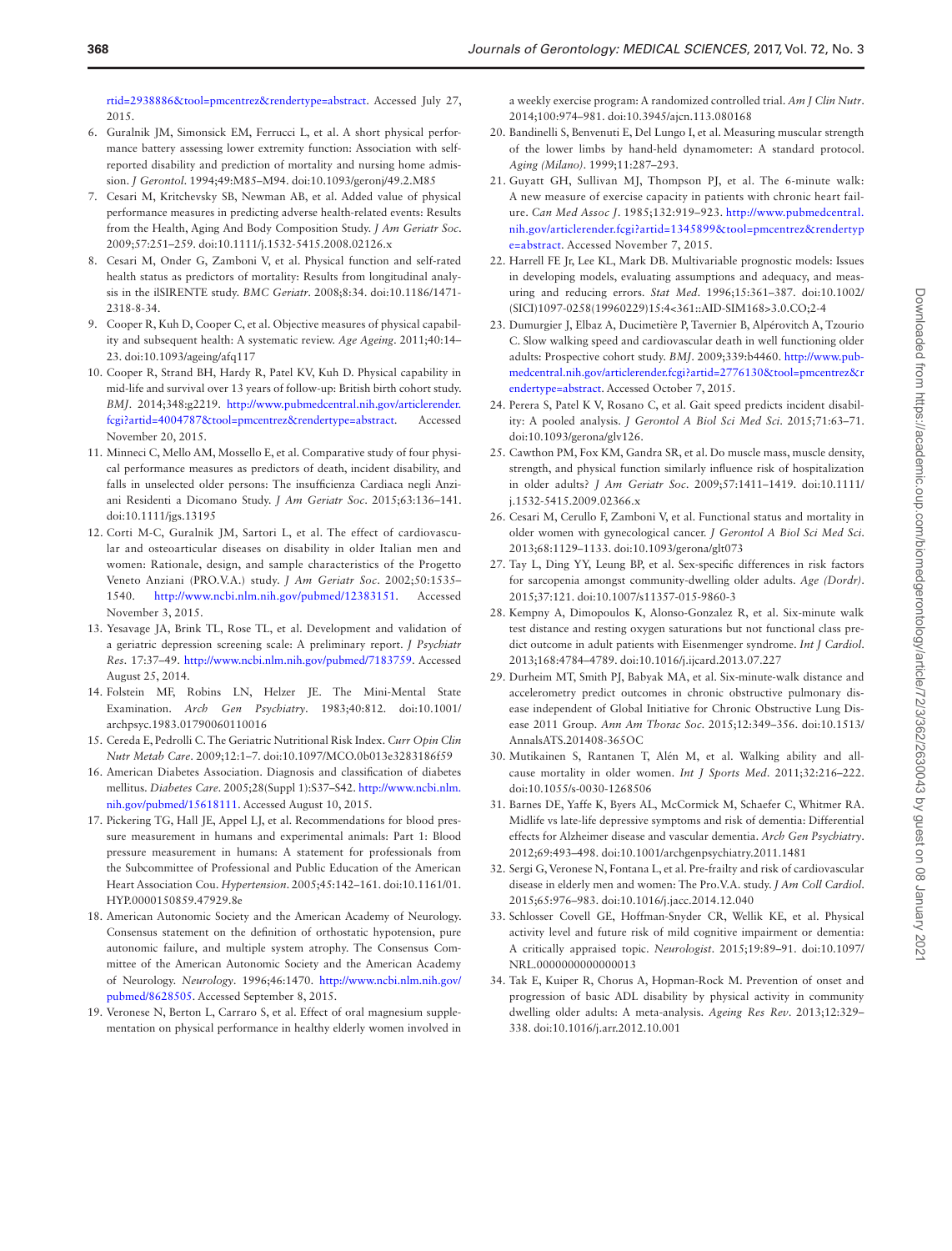rtid=2938886&tool=pmcentrez&rendertype=abstract. Accessed July 27, 2015.

6. Guralnik JM, Simonsick EM, Ferrucci L, et al. A short physical performance battery assessing lower extremity function: Association with self-reported disability and prediction of mortality and nursing home admission. *J Gerontol*. 1994;49:M85–M94. doi:10.1093/geronj/49.2.M85
7. Cesari M, Kritchevsky SB, Newman AB, et al. Added value of physical performance measures in predicting adverse health-related events: Results from the Health, Aging And Body Composition Study. *J Am Geriatr Soc*. 2009;57:251–259. doi:10.1111/j.1532-5415.2008.02126.x
8. Cesari M, Onder G, Zamboni V, et al. Physical function and self-rated health status as predictors of mortality: Results from longitudinal analysis in the ilSIRENTE study. *BMC Geriatr*. 2008;8:34. doi:10.1186/1471-2318-8-34.
9. Cooper R, Kuh D, Cooper C, et al. Objective measures of physical capability and subsequent health: A systematic review. *Age Ageing*. 2011;40:14–23. doi:10.1093/ageing/afq117
10. Cooper R, Strand BH, Hardy R, Patel KV, Kuh D. Physical capability in mid-life and survival over 13 years of follow-up: British birth cohort study. *BMJ*. 2014;348:g2219. http://www.pubmedcentral.nih.gov/articlerender.fcgi?artid=4004787&tool=pmcentrez&rendertype=abstract. Accessed November 20, 2015.
11. Minneci C, Mello AM, Mossello E, et al. Comparative study of four physical performance measures as predictors of death, incident disability, and falls in unselected older persons: The insufficienza Cardiaca negli Anziani Residenti a Dicomano Study. *J Am Geriatr Soc*. 2015;63:136–141. doi:10.1111/jgs.13195
12. Corti M-C, Guralnik JM, Sartori L, et al. The effect of cardiovascular and osteoarticular diseases on disability in older Italian men and women: Rationale, design, and sample characteristics of the Progetto Veneto Anziani (PRO.V.A.) study. *J Am Geriatr Soc*. 2002;50:1535–1540. http://www.ncbi.nlm.nih.gov/pubmed/12383151. Accessed November 3, 2015.
13. Yesavage JA, Brink TL, Rose TL, et al. Development and validation of a geriatric depression screening scale: A preliminary report. *J Psychiatr Res*. 17:37–49. http://www.ncbi.nlm.nih.gov/pubmed/7183759. Accessed August 25, 2014.
14. Folstein MF, Robins LN, Helzer JE. The Mini-Mental State Examination. *Arch Gen Psychiatry*. 1983;40:812. doi:10.1001/archpsyc.1983.01790060110016
15. Cereda E, Pedrolli C. The Geriatric Nutritional Risk Index. *Curr Opin Clin Nutr Metab Care*. 2009;12:1–7. doi:10.1097/MCO.0b013e3283186f59
16. American Diabetes Association. Diagnosis and classification of diabetes mellitus. *Diabetes Care*. 2005;28(Suppl 1):S37–S42. http://www.ncbi.nlm.nih.gov/pubmed/15618111. Accessed August 10, 2015.
17. Pickering TG, Hall JE, Appel LJ, et al. Recommendations for blood pressure measurement in humans and experimental animals: Part 1: Blood pressure measurement in humans: A statement for professionals from the Subcommittee of Professional and Public Education of the American Heart Association Cou. *Hypertension*. 2005;45:142–161. doi:10.1161/01.HYP.0000150859.47929.8e
18. American Autonomic Society and the American Academy of Neurology. Consensus statement on the definition of orthostatic hypotension, pure autonomic failure, and multiple system atrophy. The Consensus Committee of the American Autonomic Society and the American Academy of Neurology. *Neurology*. 1996;46:1470. http://www.ncbi.nlm.nih.gov/pubmed/8628505. Accessed September 8, 2015.
19. Veronese N, Berton L, Carraro S, et al. Effect of oral magnesium supplementation on physical performance in healthy elderly women involved in a weekly exercise program: A randomized controlled trial. *Am J Clin Nutr*. 2014;100:974–981. doi:10.3945/ajcn.113.080168
20. Bandinelli S, Benvenuti E, Del Lungo I, et al. Measuring muscular strength of the lower limbs by hand-held dynamometer: A standard protocol. *Aging (Milano)*. 1999;11:287–293.
21. Guyatt GH, Sullivan MJ, Thompson PJ, et al. The 6-minute walk: A new measure of exercise capacity in patients with chronic heart failure. *Can Med Assoc J*. 1985;132:919–923. http://www.pubmedcentral.nih.gov/articlerender.fcgi?artid=1345899&tool=pmcentrez&rendertype=abstract. Accessed November 7, 2015.
22. Harrell FE Jr, Lee KL, Mark DB. Multivariable prognostic models: Issues in developing models, evaluating assumptions and adequacy, and measuring and reducing errors. *Stat Med*. 1996;15:361–387. doi:10.1002/(SICI)1097-0258(19960229)15:4<361::AID-SIM168>3.0.CO;2-4
23. Dumurgier J, Elbaz A, Ducimetière P, Tavernier B, Alpérovitch A, Tzourio C. Slow walking speed and cardiovascular death in well functioning older adults: Prospective cohort study. *BMJ*. 2009;339:b4460. http://www.pubmedcentral.nih.gov/articlerender.fcgi?artid=2776130&tool=pmcentrez&rendertype=abstract. Accessed October 7, 2015.
24. Perera S, Patel K V, Rosano C, et al. Gait speed predicts incident disability: A pooled analysis. *J Gerontol A Biol Sci Med Sci*. 2015;71:63–71. doi:10.1093/gerona/glv126.
25. Cawthon PM, Fox KM, Gandra SR, et al. Do muscle mass, muscle density, strength, and physical function similarly influence risk of hospitalization in older adults? *J Am Geriatr Soc*. 2009;57:1411–1419. doi:10.1111/j.1532-5415.2009.02366.x
26. Cesari M, Cerullo F, Zamboni V, et al. Functional status and mortality in older women with gynecological cancer. *J Gerontol A Biol Sci Med Sci*. 2013;68:1129–1133. doi:10.1093/gerona/glt073
27. Tay L, Ding YY, Leung BP, et al. Sex-specific differences in risk factors for sarcopenia amongst community-dwelling older adults. *Age (Dordr)*. 2015;37:121. doi:10.1007/s11357-015-9860-3
28. Kempny A, Dimopoulos K, Alonso-Gonzalez R, et al. Six-minute walk test distance and resting oxygen saturations but not functional class predict outcome in adult patients with Eisenmenger syndrome. *Int J Cardiol*. 2013;168:4784–4789. doi:10.1016/j.ijcard.2013.07.227
29. Durheim MT, Smith PJ, Babyak MA, et al. Six-minute-walk distance and accelerometry predict outcomes in chronic obstructive pulmonary disease independent of Global Initiative for Chronic Obstructive Lung Disease 2011 Group. *Ann Am Thorac Soc*. 2015;12:349–356. doi:10.1513/AnnalsATS.201408-365OC
30. Mutikainen S, Rantanen T, Alén M, et al. Walking ability and all-cause mortality in older women. *Int J Sports Med*. 2011;32:216–222. doi:10.1055/s-0030-1268506
31. Barnes DE, Yaffe K, Byers AL, McCormick M, Schaefer C, Whitmer RA. Midlife vs late-life depressive symptoms and risk of dementia: Differential effects for Alzheimer disease and vascular dementia. *Arch Gen Psychiatry*. 2012;69:493–498. doi:10.1001/archgenpsychiatry.2011.1481
32. Sergi G, Veronese N, Fontana L, et al. Pre-frailty and risk of cardiovascular disease in elderly men and women: The Pro.V.A. study. *J Am Coll Cardiol*. 2015;65:976–983. doi:10.1016/j.jacc.2014.12.040
33. Schlosser Covell GE, Hoffman-Snyder CR, Wellik KE, et al. Physical activity level and future risk of mild cognitive impairment or dementia: A critically appraised topic. *Neurologist*. 2015;19:89–91. doi:10.1097/NRL.0000000000000013
34. Tak E, Kuiper R, Chorus A, Hopman-Rock M. Prevention of onset and progression of basic ADL disability by physical activity in community dwelling older adults: A meta-analysis. *Ageing Res Rev*. 2013;12:329–338. doi:10.1016/j.arr.2012.10.001